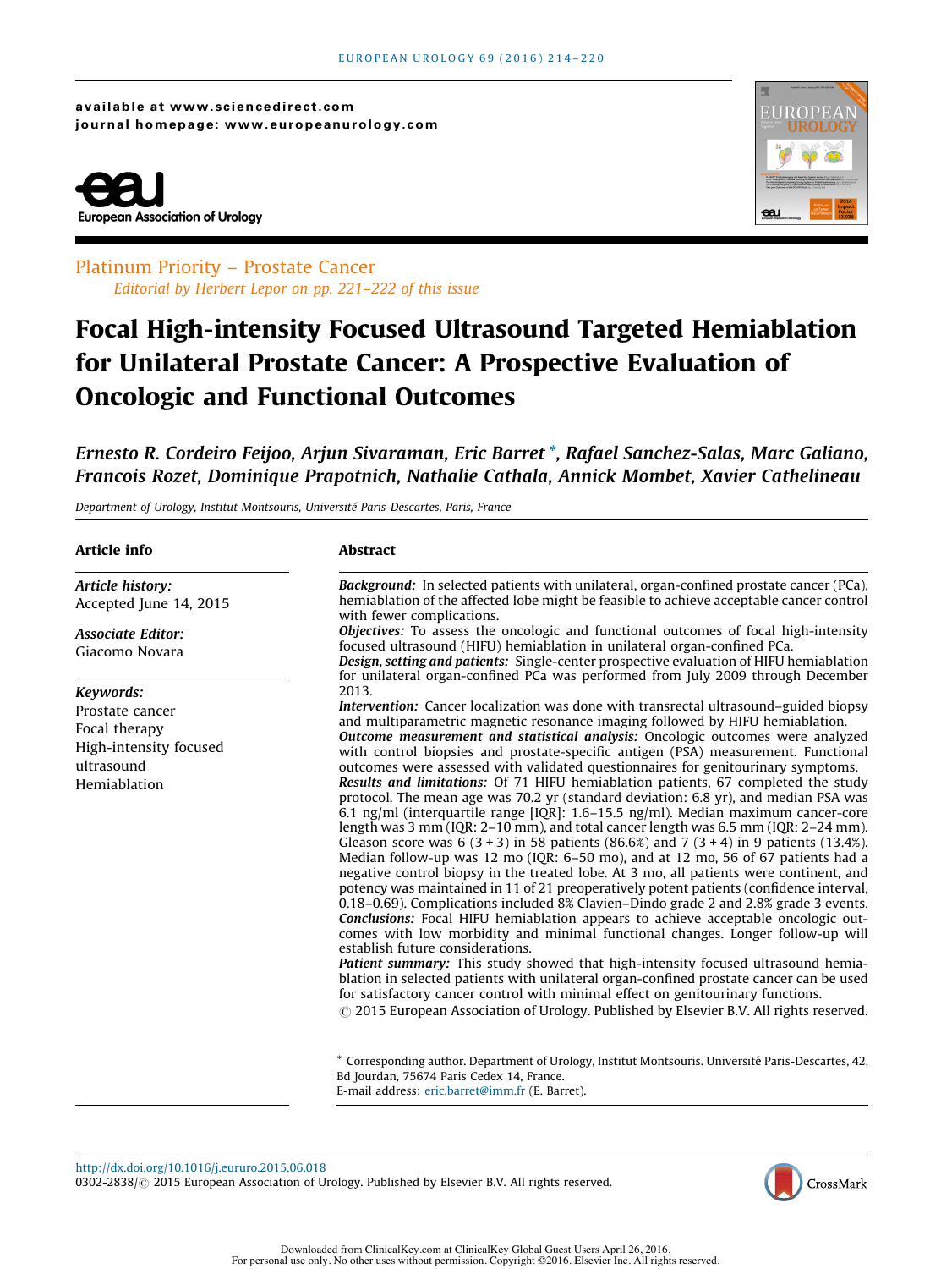available at www.sciencedirect.com
journal homepage: www.europeanurology.com

European Association of Urology

Platinum Priority – Prostate Cancer
*Editorial by Herbert Lepor on pp. 221–222 of this issue*

# Focal High-intensity Focused Ultrasound Targeted Hemiablation for Unilateral Prostate Cancer: A Prospective Evaluation of Oncologic and Functional Outcomes

*Ernesto R. Cordeiro Feijoo, Arjun Sivaraman, Eric Barret \*, Rafael Sanchez-Salas, Marc Galiano, Francois Rozet, Dominique Prapotnich, Nathalie Cathala, Annick Mombet, Xavier Cathelineau*

*Department of Urology, Institut Montsouris, Université Paris-Descartes, Paris, France*

## Article info

*Article history:*
Accepted June 14, 2015

*Associate Editor:*
Giacomo Novara

*Keywords:*
Prostate cancer
Focal therapy
High-intensity focused ultrasound
Hemiablation

## Abstract

***Background:*** In selected patients with unilateral, organ-confined prostate cancer (PCa), hemiablation of the affected lobe might be feasible to achieve acceptable cancer control with fewer complications.

***Objectives:*** To assess the oncologic and functional outcomes of focal high-intensity focused ultrasound (HIFU) hemiablation in unilateral organ-confined PCa.

***Design, setting and patients:*** Single-center prospective evaluation of HIFU hemiablation for unilateral organ-confined PCa was performed from July 2009 through December 2013.

***Intervention:*** Cancer localization was done with transrectal ultrasound–guided biopsy and multiparametric magnetic resonance imaging followed by HIFU hemiablation.

***Outcome measurement and statistical analysis:*** Oncologic outcomes were analyzed with control biopsies and prostate-specific antigen (PSA) measurement. Functional outcomes were assessed with validated questionnaires for genitourinary symptoms.

***Results and limitations:*** Of 71 HIFU hemiablation patients, 67 completed the study protocol. The mean age was 70.2 yr (standard deviation: 6.8 yr), and median PSA was 6.1 ng/ml (interquartile range [IQR]: 1.6–15.5 ng/ml). Median maximum cancer-core length was 3 mm (IQR: 2–10 mm), and total cancer length was 6.5 mm (IQR: 2–24 mm). Gleason score was 6 (3 + 3) in 58 patients (86.6%) and 7 (3 + 4) in 9 patients (13.4%). Median follow-up was 12 mo (IQR: 6–50 mo), and at 12 mo, 56 of 67 patients had a negative control biopsy in the treated lobe. At 3 mo, all patients were continent, and potency was maintained in 11 of 21 preoperatively potent patients (confidence interval, 0.18–0.69). Complications included 8% Clavien–Dindo grade 2 and 2.8% grade 3 events.

***Conclusions:*** Focal HIFU hemiablation appears to achieve acceptable oncologic outcomes with low morbidity and minimal functional changes. Longer follow-up will establish future considerations.

***Patient summary:*** This study showed that high-intensity focused ultrasound hemiablation in selected patients with unilateral organ-confined prostate cancer can be used for satisfactory cancer control with minimal effect on genitourinary functions.

© 2015 European Association of Urology. Published by Elsevier B.V. All rights reserved.

\* Corresponding author. Department of Urology, Institut Montsouris. Université Paris-Descartes, 42, Bd Jourdan, 75674 Paris Cedex 14, France.
E-mail address: eric.barret@imm.fr (E. Barret).

http://dx.doi.org/10.1016/j.eururo.2015.06.018
0302-2838/© 2015 European Association of Urology. Published by Elsevier B.V. All rights reserved.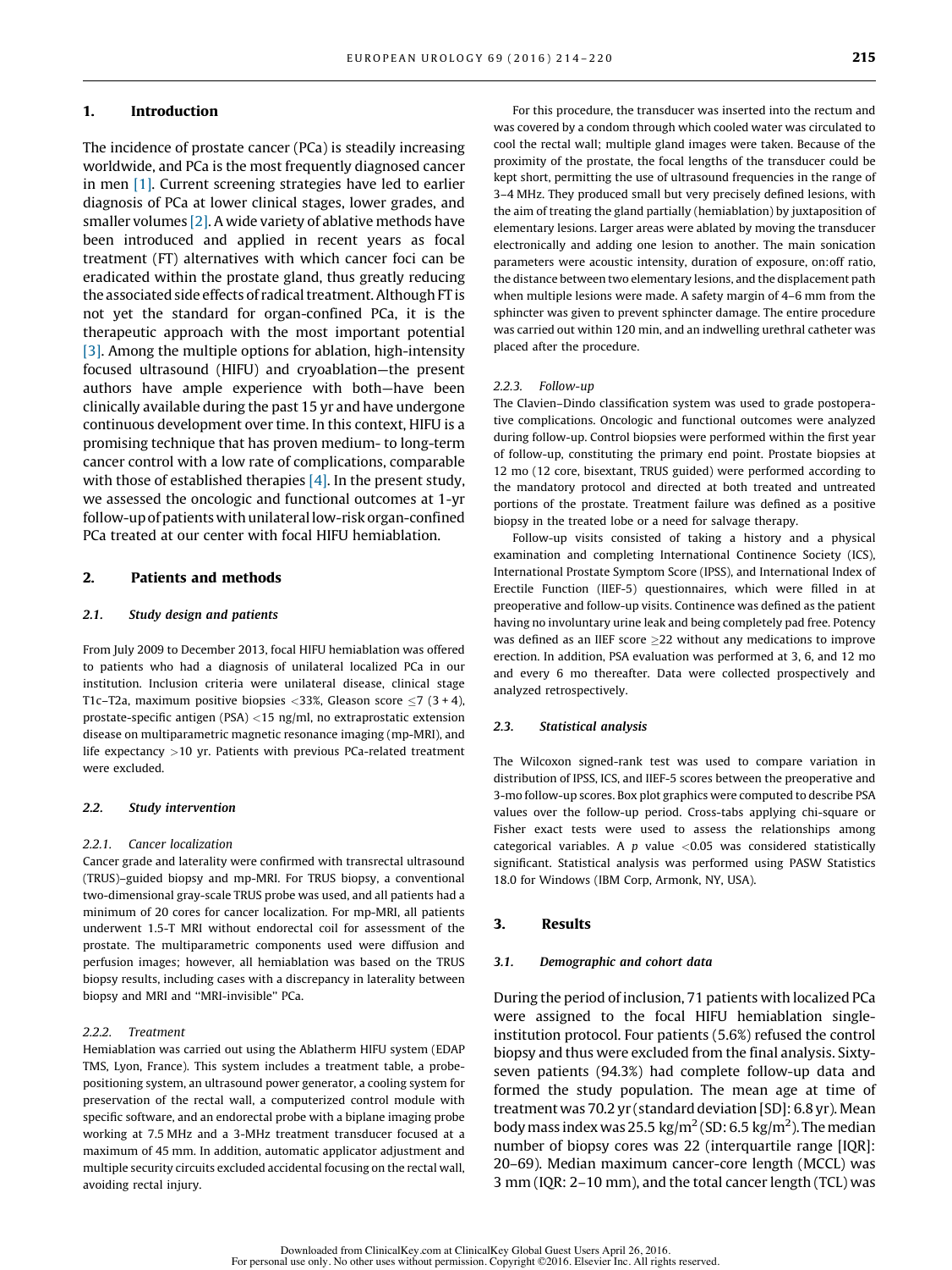## 1. Introduction

The incidence of prostate cancer (PCa) is steadily increasing worldwide, and PCa is the most frequently diagnosed cancer in men [1]. Current screening strategies have led to earlier diagnosis of PCa at lower clinical stages, lower grades, and smaller volumes [2]. A wide variety of ablative methods have been introduced and applied in recent years as focal treatment (FT) alternatives with which cancer foci can be eradicated within the prostate gland, thus greatly reducing the associated side effects of radical treatment. Although FT is not yet the standard for organ-confined PCa, it is the therapeutic approach with the most important potential [3]. Among the multiple options for ablation, high-intensity focused ultrasound (HIFU) and cryoablation—the present authors have ample experience with both—have been clinically available during the past 15 yr and have undergone continuous development over time. In this context, HIFU is a promising technique that has proven medium- to long-term cancer control with a low rate of complications, comparable with those of established therapies [4]. In the present study, we assessed the oncologic and functional outcomes at 1-yr follow-up of patients with unilateral low-risk organ-confined PCa treated at our center with focal HIFU hemiablation.

## 2. Patients and methods

### 2.1. Study design and patients

From July 2009 to December 2013, focal HIFU hemiablation was offered to patients who had a diagnosis of unilateral localized PCa in our institution. Inclusion criteria were unilateral disease, clinical stage T1c–T2a, maximum positive biopsies <33%, Gleason score ≤7 (3 + 4), prostate-specific antigen (PSA) <15 ng/ml, no extraprostatic extension disease on multiparametric magnetic resonance imaging (mp-MRI), and life expectancy >10 yr. Patients with previous PCa-related treatment were excluded.

### 2.2. Study intervention

#### 2.2.1. Cancer localization

Cancer grade and laterality were confirmed with transrectal ultrasound (TRUS)–guided biopsy and mp-MRI. For TRUS biopsy, a conventional two-dimensional gray-scale TRUS probe was used, and all patients had a minimum of 20 cores for cancer localization. For mp-MRI, all patients underwent 1.5-T MRI without endorectal coil for assessment of the prostate. The multiparametric components used were diffusion and perfusion images; however, all hemiablation was based on the TRUS biopsy results, including cases with a discrepancy in laterality between biopsy and MRI and "MRI-invisible" PCa.

#### 2.2.2. Treatment

Hemiablation was carried out using the Ablatherm HIFU system (EDAP TMS, Lyon, France). This system includes a treatment table, a probe-positioning system, an ultrasound power generator, a cooling system for preservation of the rectal wall, a computerized control module with specific software, and an endorectal probe with a biplane imaging probe working at 7.5 MHz and a 3-MHz treatment transducer focused at a maximum of 45 mm. In addition, automatic applicator adjustment and multiple security circuits excluded accidental focusing on the rectal wall, avoiding rectal injury.

For this procedure, the transducer was inserted into the rectum and was covered by a condom through which cooled water was circulated to cool the rectal wall; multiple gland images were taken. Because of the proximity of the prostate, the focal lengths of the transducer could be kept short, permitting the use of ultrasound frequencies in the range of 3–4 MHz. They produced small but very precisely defined lesions, with the aim of treating the gland partially (hemiablation) by juxtaposition of elementary lesions. Larger areas were ablated by moving the transducer electronically and adding one lesion to another. The main sonication parameters were acoustic intensity, duration of exposure, on:off ratio, the distance between two elementary lesions, and the displacement path when multiple lesions were made. A safety margin of 4–6 mm from the sphincter was given to prevent sphincter damage. The entire procedure was carried out within 120 min, and an indwelling urethral catheter was placed after the procedure.

#### 2.2.3. Follow-up

The Clavien–Dindo classification system was used to grade postoperative complications. Oncologic and functional outcomes were analyzed during follow-up. Control biopsies were performed within the first year of follow-up, constituting the primary end point. Prostate biopsies at 12 mo (12 core, bisextant, TRUS guided) were performed according to the mandatory protocol and directed at both treated and untreated portions of the prostate. Treatment failure was defined as a positive biopsy in the treated lobe or a need for salvage therapy.

Follow-up visits consisted of taking a history and a physical examination and completing International Continence Society (ICS), International Prostate Symptom Score (IPSS), and International Index of Erectile Function (IIEF-5) questionnaires, which were filled in at preoperative and follow-up visits. Continence was defined as the patient having no involuntary urine leak and being completely pad free. Potency was defined as an IIEF score ≥22 without any medications to improve erection. In addition, PSA evaluation was performed at 3, 6, and 12 mo and every 6 mo thereafter. Data were collected prospectively and analyzed retrospectively.

### 2.3. Statistical analysis

The Wilcoxon signed-rank test was used to compare variation in distribution of IPSS, ICS, and IIEF-5 scores between the preoperative and 3-mo follow-up scores. Box plot graphics were computed to describe PSA values over the follow-up period. Cross-tabs applying chi-square or Fisher exact tests were used to assess the relationships among categorical variables. A $p$ value <0.05 was considered statistically significant. Statistical analysis was performed using PASW Statistics 18.0 for Windows (IBM Corp, Armonk, NY, USA).

## 3. Results

### 3.1. Demographic and cohort data

During the period of inclusion, 71 patients with localized PCa were assigned to the focal HIFU hemiablation single-institution protocol. Four patients (5.6%) refused the control biopsy and thus were excluded from the final analysis. Sixty-seven patients (94.3%) had complete follow-up data and formed the study population. The mean age at time of treatment was 70.2 yr (standard deviation [SD]: 6.8 yr). Mean body mass index was 25.5 kg/m$^2$ (SD: 6.5 kg/m$^2$). The median number of biopsy cores was 22 (interquartile range [IQR]: 20–69). Median maximum cancer-core length (MCCL) was 3 mm (IQR: 2–10 mm), and the total cancer length (TCL) was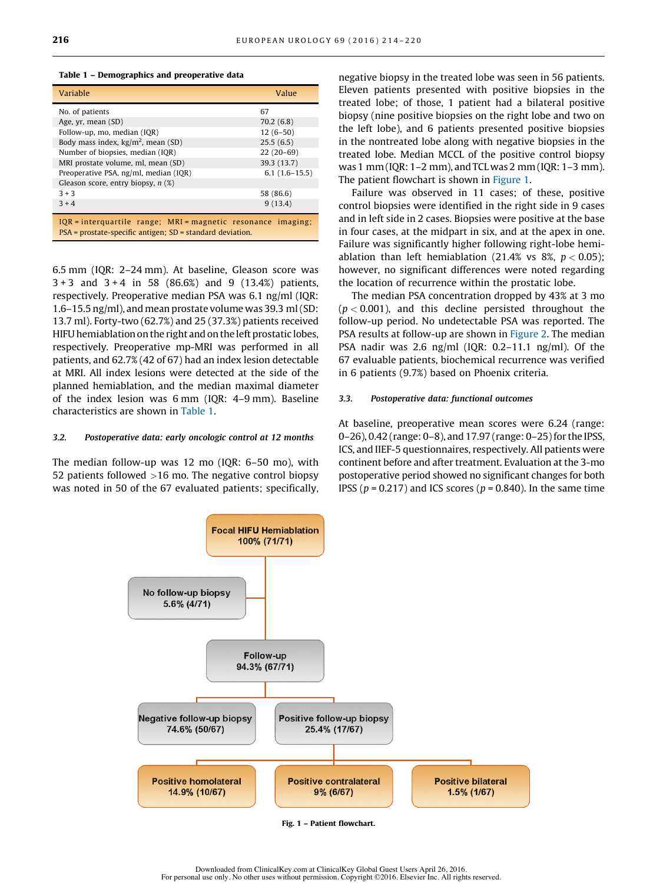**Table 1 – Demographics and preoperative data**

| Variable | Value |
|---|---|
| No. of patients | 67 |
| Age, yr, mean (SD) | 70.2 (6.8) |
| Follow-up, mo, median (IQR) | 12 (6–50) |
| Body mass index, kg/m$^2$, mean (SD) | 25.5 (6.5) |
| Number of biopsies, median (IQR) | 22 (20–69) |
| MRI prostate volume, ml, mean (SD) | 39.3 (13.7) |
| Preoperative PSA, ng/ml, median (IQR) | 6.1 (1.6–15.5) |
| Gleason score, entry biopsy, *n* (%) | |
| 3 + 3 | 58 (86.6) |
| 3 + 4 | 9 (13.4) |

IQR = interquartile range; MRI = magnetic resonance imaging; PSA = prostate-specific antigen; SD = standard deviation.

6.5 mm (IQR: 2–24 mm). At baseline, Gleason score was 3 + 3 and 3 + 4 in 58 (86.6%) and 9 (13.4%) patients, respectively. Preoperative median PSA was 6.1 ng/ml (IQR: 1.6–15.5 ng/ml), and mean prostate volume was 39.3 ml (SD: 13.7 ml). Forty-two (62.7%) and 25 (37.3%) patients received HIFU hemiablation on the right and on the left prostatic lobes, respectively. Preoperative mp-MRI was performed in all patients, and 62.7% (42 of 67) had an index lesion detectable at MRI. All index lesions were detected at the side of the planned hemiablation, and the median maximal diameter of the index lesion was 6 mm (IQR: 4–9 mm). Baseline characteristics are shown in Table 1.

### 3.2. Postoperative data: early oncologic control at 12 months

The median follow-up was 12 mo (IQR: 6–50 mo), with 52 patients followed >16 mo. The negative control biopsy was noted in 50 of the 67 evaluated patients; specifically, negative biopsy in the treated lobe was seen in 56 patients. Eleven patients presented with positive biopsies in the treated lobe; of those, 1 patient had a bilateral positive biopsy (nine positive biopsies on the right lobe and two on the left lobe), and 6 patients presented positive biopsies in the nontreated lobe along with negative biopsies in the treated lobe. Median MCCL of the positive control biopsy was 1 mm (IQR: 1–2 mm), and TCL was 2 mm (IQR: 1–3 mm). The patient flowchart is shown in Figure 1.

Failure was observed in 11 cases; of these, positive control biopsies were identified in the right side in 9 cases and in left side in 2 cases. Biopsies were positive at the base in four cases, at the midpart in six, and at the apex in one. Failure was significantly higher following right-lobe hemiablation than left hemiablation (21.4% vs 8%, $p < 0.05$); however, no significant differences were noted regarding the location of recurrence within the prostatic lobe.

The median PSA concentration dropped by 43% at 3 mo ($p < 0.001$), and this decline persisted throughout the follow-up period. No undetectable PSA was reported. The PSA results at follow-up are shown in Figure 2. The median PSA nadir was 2.6 ng/ml (IQR: 0.2–11.1 ng/ml). Of the 67 evaluable patients, biochemical recurrence was verified in 6 patients (9.7%) based on Phoenix criteria.

### 3.3. Postoperative data: functional outcomes

At baseline, preoperative mean scores were 6.24 (range: 0–26), 0.42 (range: 0–8), and 17.97 (range: 0–25) for the IPSS, ICS, and IIEF-5 questionnaires, respectively. All patients were continent before and after treatment. Evaluation at the 3-mo postoperative period showed no significant changes for both IPSS ($p = 0.217$) and ICS scores ($p = 0.840$). In the same time

Focal HIFU Hemiablation
100% (71/71)

No follow-up biopsy
5.6% (4/71)

Follow-up
94.3% (67/71)

Negative follow-up biopsy
74.6% (50/67)

Positive follow-up biopsy
25.4% (17/67)

Positive homolateral
14.9% (10/67)

Positive contralateral
9% (6/67)

Positive bilateral
1.5% (1/67)

**Fig. 1 – Patient flowchart.**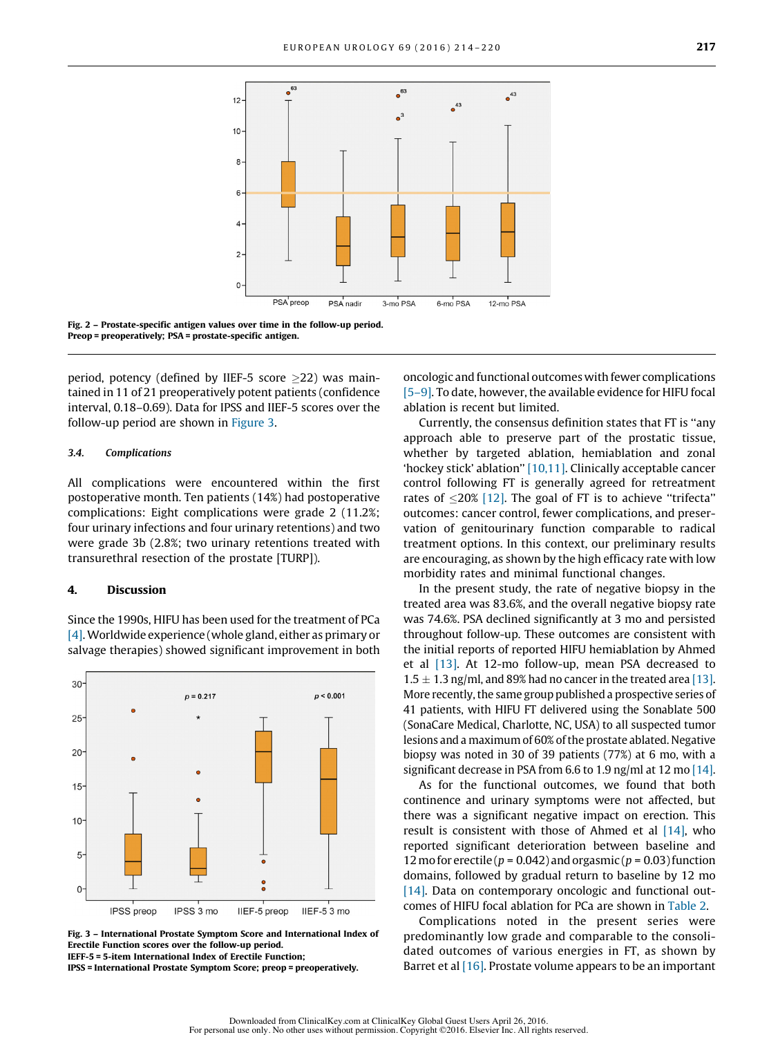12
10
8
6
4
2
0
63
63
3
43
43
PSA preop
PSA nadir
3-mo PSA
6-mo PSA
12-mo PSA

**Fig. 2 – Prostate-specific antigen values over time in the follow-up period.**
**Preop = preoperatively; PSA = prostate-specific antigen.**

period, potency (defined by IIEF-5 score ≥22) was maintained in 11 of 21 preoperatively potent patients (confidence interval, 0.18–0.69). Data for IPSS and IIEF-5 scores over the follow-up period are shown in Figure 3.

### 3.4. *Complications*

All complications were encountered within the first postoperative month. Ten patients (14%) had postoperative complications: Eight complications were grade 2 (11.2%; four urinary infections and four urinary retentions) and two were grade 3b (2.8%; two urinary retentions treated with transurethral resection of the prostate [TURP]).

## 4. Discussion

Since the 1990s, HIFU has been used for the treatment of PCa [4]. Worldwide experience (whole gland, either as primary or salvage therapies) showed significant improvement in both

30
25
20
15
10
5
0
p = 0.217
p < 0.001
IPSS preop
IPSS 3 mo
IIEF-5 preop
IIEF-5 3 mo

**Fig. 3 – International Prostate Symptom Score and International Index of Erectile Function scores over the follow-up period.**
**IEEF-5 = 5-item International Index of Erectile Function;**
**IPSS = International Prostate Symptom Score; preop = preoperatively.**

oncologic and functional outcomes with fewer complications [5–9]. To date, however, the available evidence for HIFU focal ablation is recent but limited.

Currently, the consensus definition states that FT is "any approach able to preserve part of the prostatic tissue, whether by targeted ablation, hemiablation and zonal 'hockey stick' ablation" [10,11]. Clinically acceptable cancer control following FT is generally agreed for retreatment rates of ≤20% [12]. The goal of FT is to achieve "trifecta" outcomes: cancer control, fewer complications, and preservation of genitourinary function comparable to radical treatment options. In this context, our preliminary results are encouraging, as shown by the high efficacy rate with low morbidity rates and minimal functional changes.

In the present study, the rate of negative biopsy in the treated area was 83.6%, and the overall negative biopsy rate was 74.6%. PSA declined significantly at 3 mo and persisted throughout follow-up. These outcomes are consistent with the initial reports of reported HIFU hemiablation by Ahmed et al [13]. At 12-mo follow-up, mean PSA decreased to $1.5 \pm 1.3$ ng/ml, and 89% had no cancer in the treated area [13]. More recently, the same group published a prospective series of 41 patients, with HIFU FT delivered using the Sonablate 500 (SonaCare Medical, Charlotte, NC, USA) to all suspected tumor lesions and a maximum of 60% of the prostate ablated. Negative biopsy was noted in 30 of 39 patients (77%) at 6 mo, with a significant decrease in PSA from 6.6 to 1.9 ng/ml at 12 mo [14].

As for the functional outcomes, we found that both continence and urinary symptoms were not affected, but there was a significant negative impact on erection. This result is consistent with those of Ahmed et al [14], who reported significant deterioration between baseline and 12 mo for erectile ($p = 0.042$) and orgasmic ($p = 0.03$) function domains, followed by gradual return to baseline by 12 mo [14]. Data on contemporary oncologic and functional outcomes of HIFU focal ablation for PCa are shown in Table 2.

Complications noted in the present series were predominantly low grade and comparable to the consolidated outcomes of various energies in FT, as shown by Barret et al [16]. Prostate volume appears to be an important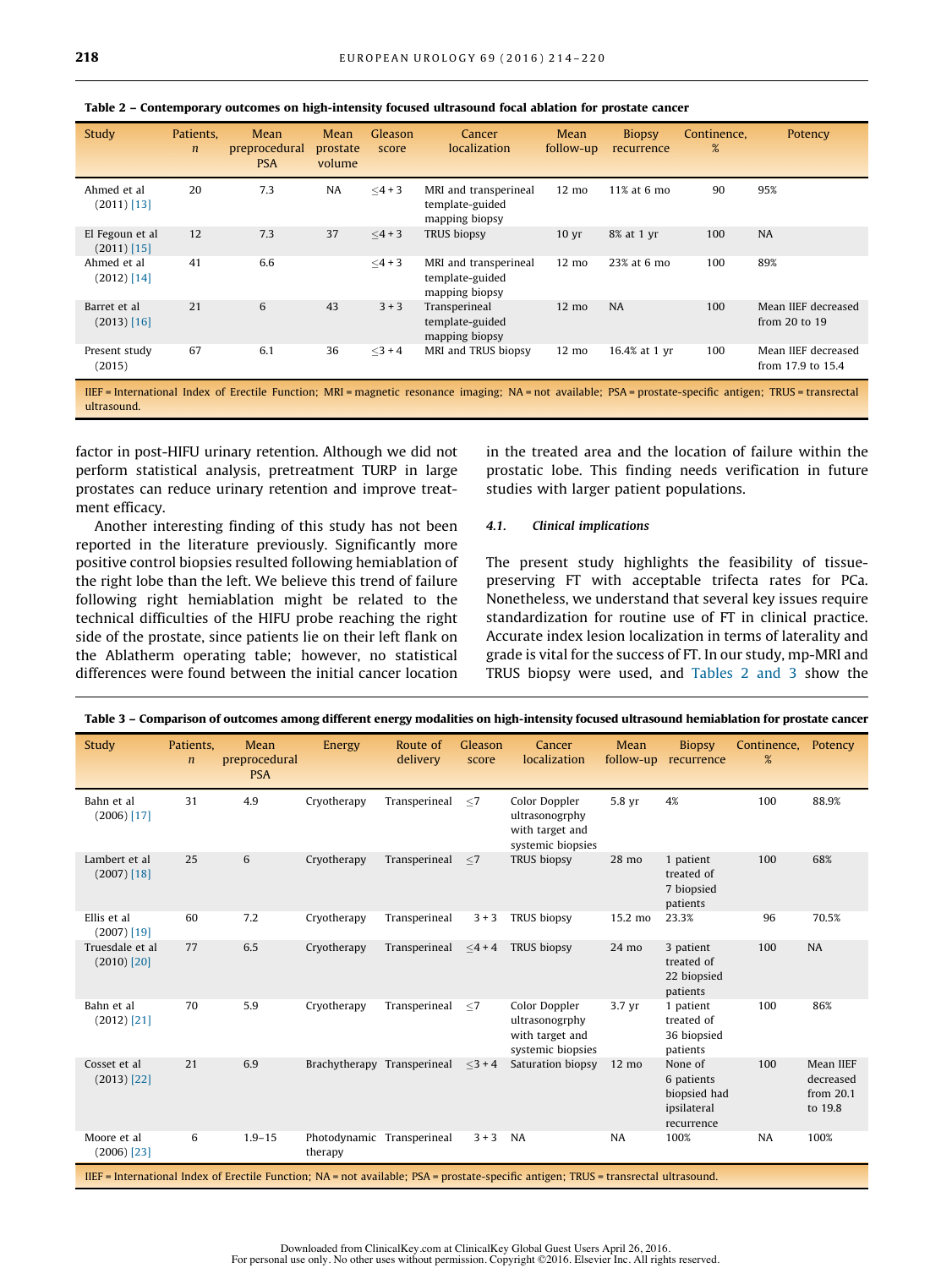**Table 2 – Contemporary outcomes on high-intensity focused ultrasound focal ablation for prostate cancer**

| Study | Patients, *n* | Mean preprocedural PSA | Mean prostate volume | Gleason score | Cancer localization | Mean follow-up | Biopsy recurrence | Continence, % | Potency |
|---|---|---|---|---|---|---|---|---|---|
| Ahmed et al (2011) [13] | 20 | 7.3 | NA | ≤4 + 3 | MRI and transperineal template-guided mapping biopsy | 12 mo | 11% at 6 mo | 90 | 95% |
| El Fegoun et al (2011) [15] | 12 | 7.3 | 37 | ≤4 + 3 | TRUS biopsy | 10 yr | 8% at 1 yr | 100 | NA |
| Ahmed et al (2012) [14] | 41 | 6.6 | | ≤4 + 3 | MRI and transperineal template-guided mapping biopsy | 12 mo | 23% at 6 mo | 100 | 89% |
| Barret et al (2013) [16] | 21 | 6 | 43 | 3 + 3 | Transperineal template-guided mapping biopsy | 12 mo | NA | 100 | Mean IIEF decreased from 20 to 19 |
| Present study (2015) | 67 | 6.1 | 36 | ≤3 + 4 | MRI and TRUS biopsy | 12 mo | 16.4% at 1 yr | 100 | Mean IIEF decreased from 17.9 to 15.4 |

IIEF = International Index of Erectile Function; MRI = magnetic resonance imaging; NA = not available; PSA = prostate-specific antigen; TRUS = transrectal ultrasound.

factor in post-HIFU urinary retention. Although we did not perform statistical analysis, pretreatment TURP in large prostates can reduce urinary retention and improve treatment efficacy.

Another interesting finding of this study has not been reported in the literature previously. Significantly more positive control biopsies resulted following hemiablation of the right lobe than the left. We believe this trend of failure following right hemiablation might be related to the technical difficulties of the HIFU probe reaching the right side of the prostate, since patients lie on their left flank on the Ablatherm operating table; however, no statistical differences were found between the initial cancer location in the treated area and the location of failure within the prostatic lobe. This finding needs verification in future studies with larger patient populations.

### 4.1. *Clinical implications*

The present study highlights the feasibility of tissue-preserving FT with acceptable trifecta rates for PCa. Nonetheless, we understand that several key issues require standardization for routine use of FT in clinical practice. Accurate index lesion localization in terms of laterality and grade is vital for the success of FT. In our study, mp-MRI and TRUS biopsy were used, and Tables 2 and 3 show the

**Table 3 – Comparison of outcomes among different energy modalities on high-intensity focused ultrasound hemiablation for prostate cancer**

| Study | Patients, *n* | Mean preprocedural PSA | Energy | Route of delivery | Gleason score | Cancer localization | Mean follow-up | Biopsy recurrence | Continence, % | Potency |
|---|---|---|---|---|---|---|---|---|---|---|
| Bahn et al (2006) [17] | 31 | 4.9 | Cryotherapy | Transperineal | ≤7 | Color Doppler ultrasonogrphy with target and systemic biopsies | 5.8 yr | 4% | 100 | 88.9% |
| Lambert et al (2007) [18] | 25 | 6 | Cryotherapy | Transperineal | ≤7 | TRUS biopsy | 28 mo | 1 patient treated of 7 biopsied patients | 100 | 68% |
| Ellis et al (2007) [19] | 60 | 7.2 | Cryotherapy | Transperineal | 3 + 3 | TRUS biopsy | 15.2 mo | 23.3% | 96 | 70.5% |
| Truesdale et al (2010) [20] | 77 | 6.5 | Cryotherapy | Transperineal | ≤4 + 4 | TRUS biopsy | 24 mo | 3 patient treated of 22 biopsied patients | 100 | NA |
| Bahn et al (2012) [21] | 70 | 5.9 | Cryotherapy | Transperineal | ≤7 | Color Doppler ultrasonogrphy with target and systemic biopsies | 3.7 yr | 1 patient treated of 36 biopsied patients | 100 | 86% |
| Cosset et al (2013) [22] | 21 | 6.9 | Brachytherapy | Transperineal | ≤3 + 4 | Saturation biopsy | 12 mo | None of 6 patients biopsied had ipsilateral recurrence | 100 | Mean IIEF decreased from 20.1 to 19.8 |
| Moore et al (2006) [23] | 6 | 1.9–15 | Photodynamic therapy | Transperineal | 3 + 3 | NA | NA | 100% | NA | 100% |

IIEF = International Index of Erectile Function; NA = not available; PSA = prostate-specific antigen; TRUS = transrectal ultrasound.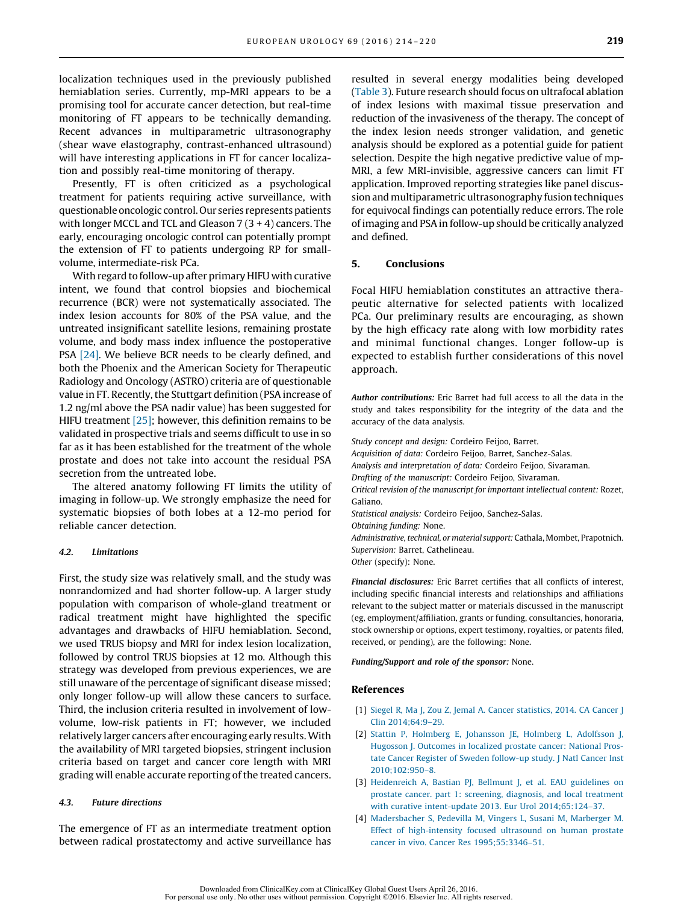localization techniques used in the previously published hemiablation series. Currently, mp-MRI appears to be a promising tool for accurate cancer detection, but real-time monitoring of FT appears to be technically demanding. Recent advances in multiparametric ultrasonography (shear wave elastography, contrast-enhanced ultrasound) will have interesting applications in FT for cancer localization and possibly real-time monitoring of therapy.

Presently, FT is often criticized as a psychological treatment for patients requiring active surveillance, with questionable oncologic control. Our series represents patients with longer MCCL and TCL and Gleason 7 (3 + 4) cancers. The early, encouraging oncologic control can potentially prompt the extension of FT to patients undergoing RP for small-volume, intermediate-risk PCa.

With regard to follow-up after primary HIFU with curative intent, we found that control biopsies and biochemical recurrence (BCR) were not systematically associated. The index lesion accounts for 80% of the PSA value, and the untreated insignificant satellite lesions, remaining prostate volume, and body mass index influence the postoperative PSA [24]. We believe BCR needs to be clearly defined, and both the Phoenix and the American Society for Therapeutic Radiology and Oncology (ASTRO) criteria are of questionable value in FT. Recently, the Stuttgart definition (PSA increase of 1.2 ng/ml above the PSA nadir value) has been suggested for HIFU treatment [25]; however, this definition remains to be validated in prospective trials and seems difficult to use in so far as it has been established for the treatment of the whole prostate and does not take into account the residual PSA secretion from the untreated lobe.

The altered anatomy following FT limits the utility of imaging in follow-up. We strongly emphasize the need for systematic biopsies of both lobes at a 12-mo period for reliable cancer detection.

### 4.2. Limitations

First, the study size was relatively small, and the study was nonrandomized and had shorter follow-up. A larger study population with comparison of whole-gland treatment or radical treatment might have highlighted the specific advantages and drawbacks of HIFU hemiablation. Second, we used TRUS biopsy and MRI for index lesion localization, followed by control TRUS biopsies at 12 mo. Although this strategy was developed from previous experiences, we are still unaware of the percentage of significant disease missed; only longer follow-up will allow these cancers to surface. Third, the inclusion criteria resulted in involvement of low-volume, low-risk patients in FT; however, we included relatively larger cancers after encouraging early results. With the availability of MRI targeted biopsies, stringent inclusion criteria based on target and cancer core length with MRI grading will enable accurate reporting of the treated cancers.

### 4.3. Future directions

The emergence of FT as an intermediate treatment option between radical prostatectomy and active surveillance has resulted in several energy modalities being developed (Table 3). Future research should focus on ultrafocal ablation of index lesions with maximal tissue preservation and reduction of the invasiveness of the therapy. The concept of the index lesion needs stronger validation, and genetic analysis should be explored as a potential guide for patient selection. Despite the high negative predictive value of mp-MRI, a few MRI-invisible, aggressive cancers can limit FT application. Improved reporting strategies like panel discussion and multiparametric ultrasonography fusion techniques for equivocal findings can potentially reduce errors. The role of imaging and PSA in follow-up should be critically analyzed and defined.

## 5. Conclusions

Focal HIFU hemiablation constitutes an attractive therapeutic alternative for selected patients with localized PCa. Our preliminary results are encouraging, as shown by the high efficacy rate along with low morbidity rates and minimal functional changes. Longer follow-up is expected to establish further considerations of this novel approach.

***Author contributions:*** Eric Barret had full access to all the data in the study and takes responsibility for the integrity of the data and the accuracy of the data analysis.

*Study concept and design:* Cordeiro Feijoo, Barret.
*Acquisition of data:* Cordeiro Feijoo, Barret, Sanchez-Salas.
*Analysis and interpretation of data:* Cordeiro Feijoo, Sivaraman.
*Drafting of the manuscript:* Cordeiro Feijoo, Sivaraman.
*Critical revision of the manuscript for important intellectual content:* Rozet, Galiano.
*Statistical analysis:* Cordeiro Feijoo, Sanchez-Salas.
*Obtaining funding:* None.
*Administrative, technical, or material support:* Cathala, Mombet, Prapotnich.
*Supervision:* Barret, Cathelineau.
*Other* (specify): None.

***Financial disclosures:*** Eric Barret certifies that all conflicts of interest, including specific financial interests and relationships and affiliations relevant to the subject matter or materials discussed in the manuscript (eg, employment/affiliation, grants or funding, consultancies, honoraria, stock ownership or options, expert testimony, royalties, or patents filed, received, or pending), are the following: None.

***Funding/Support and role of the sponsor:*** None.

## References

[1] Siegel R, Ma J, Zou Z, Jemal A. Cancer statistics, 2014. CA Cancer J Clin 2014;64:9–29.

[2] Stattin P, Holmberg E, Johansson JE, Holmberg L, Adolfsson J, Hugosson J. Outcomes in localized prostate cancer: National Prostate Cancer Register of Sweden follow-up study. J Natl Cancer Inst 2010;102:950–8.

[3] Heidenreich A, Bastian PJ, Bellmunt J, et al. EAU guidelines on prostate cancer. part 1: screening, diagnosis, and local treatment with curative intent-update 2013. Eur Urol 2014;65:124–37.

[4] Madersbacher S, Pedevilla M, Vingers L, Susani M, Marberger M. Effect of high-intensity focused ultrasound on human prostate cancer in vivo. Cancer Res 1995;55:3346–51.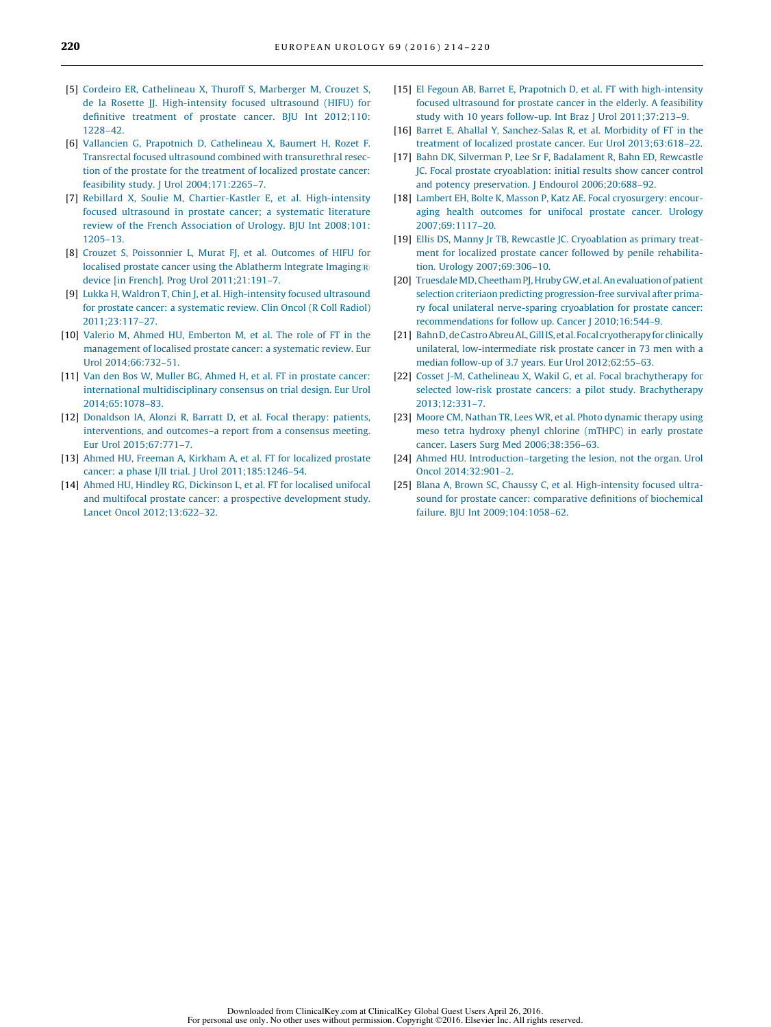[5] Cordeiro ER, Cathelineau X, Thuroff S, Marberger M, Crouzet S, de la Rosette JJ. High-intensity focused ultrasound (HIFU) for definitive treatment of prostate cancer. BJU Int 2012;110: 1228–42.

[6] Vallancien G, Prapotnich D, Cathelineau X, Baumert H, Rozet F. Transrectal focused ultrasound combined with transurethral resection of the prostate for the treatment of localized prostate cancer: feasibility study. J Urol 2004;171:2265–7.

[7] Rebillard X, Soulie M, Chartier-Kastler E, et al. High-intensity focused ultrasound in prostate cancer; a systematic literature review of the French Association of Urology. BJU Int 2008;101: 1205–13.

[8] Crouzet S, Poissonnier L, Murat FJ, et al. Outcomes of HIFU for localised prostate cancer using the Ablatherm Integrate Imaging® device [in French]. Prog Urol 2011;21:191–7.

[9] Lukka H, Waldron T, Chin J, et al. High-intensity focused ultrasound for prostate cancer: a systematic review. Clin Oncol (R Coll Radiol) 2011;23:117–27.

[10] Valerio M, Ahmed HU, Emberton M, et al. The role of FT in the management of localised prostate cancer: a systematic review. Eur Urol 2014;66:732–51.

[11] Van den Bos W, Muller BG, Ahmed H, et al. FT in prostate cancer: international multidisciplinary consensus on trial design. Eur Urol 2014;65:1078–83.

[12] Donaldson IA, Alonzi R, Barratt D, et al. Focal therapy: patients, interventions, and outcomes–a report from a consensus meeting. Eur Urol 2015;67:771–7.

[13] Ahmed HU, Freeman A, Kirkham A, et al. FT for localized prostate cancer: a phase I/II trial. J Urol 2011;185:1246–54.

[14] Ahmed HU, Hindley RG, Dickinson L, et al. FT for localised unifocal and multifocal prostate cancer: a prospective development study. Lancet Oncol 2012;13:622–32.

[15] El Fegoun AB, Barret E, Prapotnich D, et al. FT with high-intensity focused ultrasound for prostate cancer in the elderly. A feasibility study with 10 years follow-up. Int Braz J Urol 2011;37:213–9.

[16] Barret E, Ahallal Y, Sanchez-Salas R, et al. Morbidity of FT in the treatment of localized prostate cancer. Eur Urol 2013;63:618–22.

[17] Bahn DK, Silverman P, Lee Sr F, Badalament R, Bahn ED, Rewcastle JC. Focal prostate cryoablation: initial results show cancer control and potency preservation. J Endourol 2006;20:688–92.

[18] Lambert EH, Bolte K, Masson P, Katz AE. Focal cryosurgery: encouraging health outcomes for unifocal prostate cancer. Urology 2007;69:1117–20.

[19] Ellis DS, Manny Jr TB, Rewcastle JC. Cryoablation as primary treatment for localized prostate cancer followed by penile rehabilitation. Urology 2007;69:306–10.

[20] Truesdale MD, Cheetham PJ, Hruby GW, et al. An evaluation of patient selection criteriaon predicting progression-free survival after primary focal unilateral nerve-sparing cryoablation for prostate cancer: recommendations for follow up. Cancer J 2010;16:544–9.

[21] Bahn D, de Castro Abreu AL, Gill IS, et al. Focal cryotherapy for clinically unilateral, low-intermediate risk prostate cancer in 73 men with a median follow-up of 3.7 years. Eur Urol 2012;62:55–63.

[22] Cosset J-M, Cathelineau X, Wakil G, et al. Focal brachytherapy for selected low-risk prostate cancers: a pilot study. Brachytherapy 2013;12:331–7.

[23] Moore CM, Nathan TR, Lees WR, et al. Photo dynamic therapy using meso tetra hydroxy phenyl chlorine (mTHPC) in early prostate cancer. Lasers Surg Med 2006;38:356–63.

[24] Ahmed HU. Introduction–targeting the lesion, not the organ. Urol Oncol 2014;32:901–2.

[25] Blana A, Brown SC, Chaussy C, et al. High-intensity focused ultrasound for prostate cancer: comparative definitions of biochemical failure. BJU Int 2009;104:1058–62.